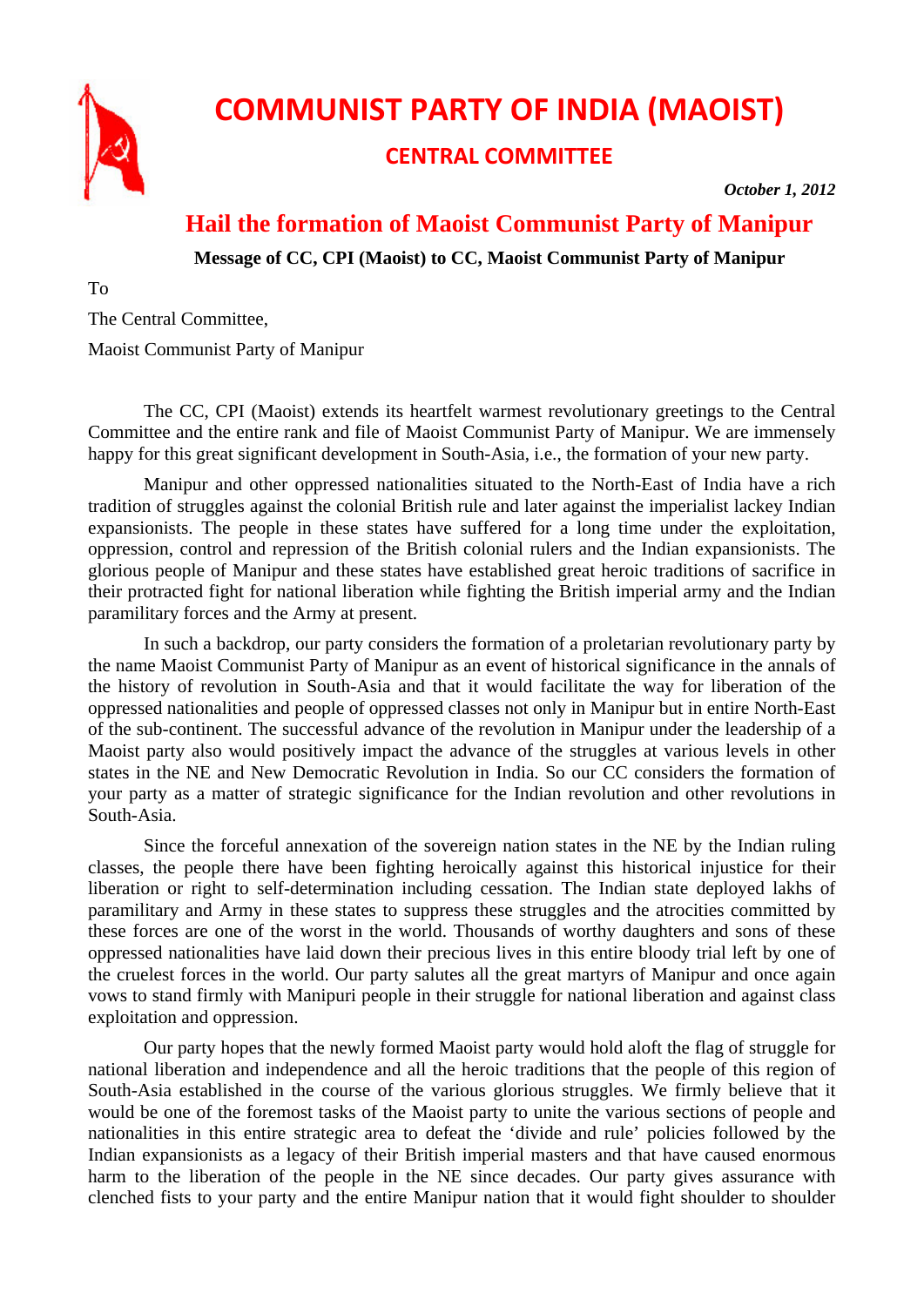# COMMUNIST PARTY OF INDIA (MAOIST)

## CENTRAL COMMITTEE

***October 1, 2012***

## Hail the formation of Maoist Communist Party of Manipur

**Message of CC, CPI (Maoist) to CC, Maoist Communist Party of Manipur**

To

The Central Committee,

Maoist Communist Party of Manipur

The CC, CPI (Maoist) extends its heartfelt warmest revolutionary greetings to the Central Committee and the entire rank and file of Maoist Communist Party of Manipur. We are immensely happy for this great significant development in South-Asia, i.e., the formation of your new party.

Manipur and other oppressed nationalities situated to the North-East of India have a rich tradition of struggles against the colonial British rule and later against the imperialist lackey Indian expansionists. The people in these states have suffered for a long time under the exploitation, oppression, control and repression of the British colonial rulers and the Indian expansionists. The glorious people of Manipur and these states have established great heroic traditions of sacrifice in their protracted fight for national liberation while fighting the British imperial army and the Indian paramilitary forces and the Army at present.

In such a backdrop, our party considers the formation of a proletarian revolutionary party by the name Maoist Communist Party of Manipur as an event of historical significance in the annals of the history of revolution in South-Asia and that it would facilitate the way for liberation of the oppressed nationalities and people of oppressed classes not only in Manipur but in entire North-East of the sub-continent. The successful advance of the revolution in Manipur under the leadership of a Maoist party also would positively impact the advance of the struggles at various levels in other states in the NE and New Democratic Revolution in India. So our CC considers the formation of your party as a matter of strategic significance for the Indian revolution and other revolutions in South-Asia.

Since the forceful annexation of the sovereign nation states in the NE by the Indian ruling classes, the people there have been fighting heroically against this historical injustice for their liberation or right to self-determination including cessation. The Indian state deployed lakhs of paramilitary and Army in these states to suppress these struggles and the atrocities committed by these forces are one of the worst in the world. Thousands of worthy daughters and sons of these oppressed nationalities have laid down their precious lives in this entire bloody trial left by one of the cruelest forces in the world. Our party salutes all the great martyrs of Manipur and once again vows to stand firmly with Manipuri people in their struggle for national liberation and against class exploitation and oppression.

Our party hopes that the newly formed Maoist party would hold aloft the flag of struggle for national liberation and independence and all the heroic traditions that the people of this region of South-Asia established in the course of the various glorious struggles. We firmly believe that it would be one of the foremost tasks of the Maoist party to unite the various sections of people and nationalities in this entire strategic area to defeat the 'divide and rule' policies followed by the Indian expansionists as a legacy of their British imperial masters and that have caused enormous harm to the liberation of the people in the NE since decades. Our party gives assurance with clenched fists to your party and the entire Manipur nation that it would fight shoulder to shoulder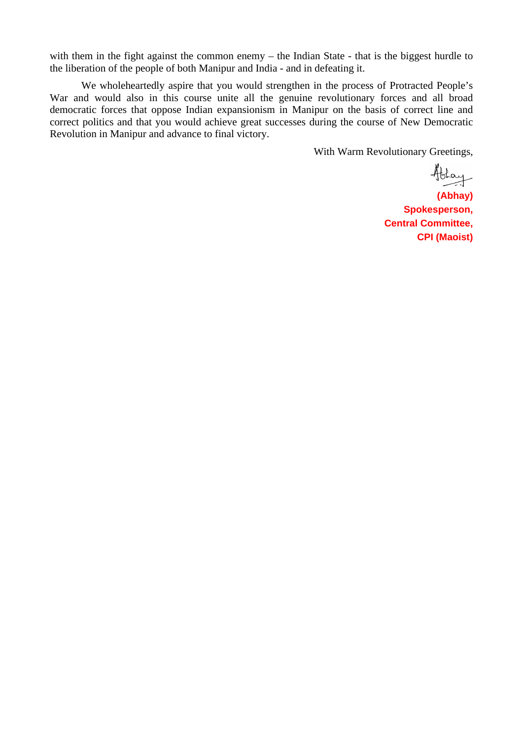with them in the fight against the common enemy – the Indian State - that is the biggest hurdle to the liberation of the people of both Manipur and India - and in defeating it.

We wholeheartedly aspire that you would strengthen in the process of Protracted People's War and would also in this course unite all the genuine revolutionary forces and all broad democratic forces that oppose Indian expansionism in Manipur on the basis of correct line and correct politics and that you would achieve great successes during the course of New Democratic Revolution in Manipur and advance to final victory.

With Warm Revolutionary Greetings,

Abhay

**(Abhay)**
**Spokesperson,**
**Central Committee,**
**CPI (Maoist)**